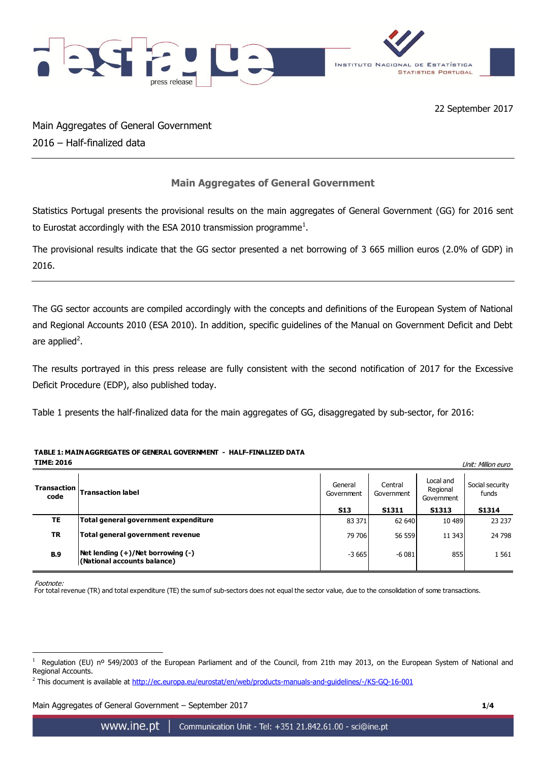22 September 2017

Main Aggregates of General Government
2016 – Half-finalized data

## Main Aggregates of General Government

Statistics Portugal presents the provisional results on the main aggregates of General Government (GG) for 2016 sent to Eurostat accordingly with the ESA 2010 transmission programme[1].

The provisional results indicate that the GG sector presented a net borrowing of 3 665 million euros (2.0% of GDP) in 2016.

---

The GG sector accounts are compiled accordingly with the concepts and definitions of the European System of National and Regional Accounts 2010 (ESA 2010). In addition, specific guidelines of the Manual on Government Deficit and Debt are applied[2].

The results portrayed in this press release are fully consistent with the second notification of 2017 for the Excessive Deficit Procedure (EDP), also published today.

Table 1 presents the half-finalized data for the main aggregates of GG, disaggregated by sub-sector, for 2016:

**TABLE 1: MAIN AGGREGATES OF GENERAL GOVERNMENT - HALF-FINALIZED DATA**
**TIME: 2016**

*Unit: Million euro*

| Transaction code | Transaction label | General Government S13 | Central Government S1311 | Local and Regional Government S1313 | Social security funds S1314 |
|---|---|---|---|---|---|
| **TE** | **Total general government expenditure** | 83 371 | 62 640 | 10 489 | 23 237 |
| **TR** | **Total general government revenue** | 79 706 | 56 559 | 11 343 | 24 798 |
| **B.9** | **Net lending (+)/Net borrowing (-) (National accounts balance)** | -3 665 | -6 081 | 855 | 1 561 |

*Footnote:*
For total revenue (TR) and total expenditure (TE) the sum of sub-sectors does not equal the sector value, due to the consolidation of some transactions.

[1] Regulation (EU) nº 549/2003 of the European Parliament and of the Council, from 21th may 2013, on the European System of National and Regional Accounts.

[2] This document is available at http://ec.europa.eu/eurostat/en/web/products-manuals-and-guidelines/-/KS-GQ-16-001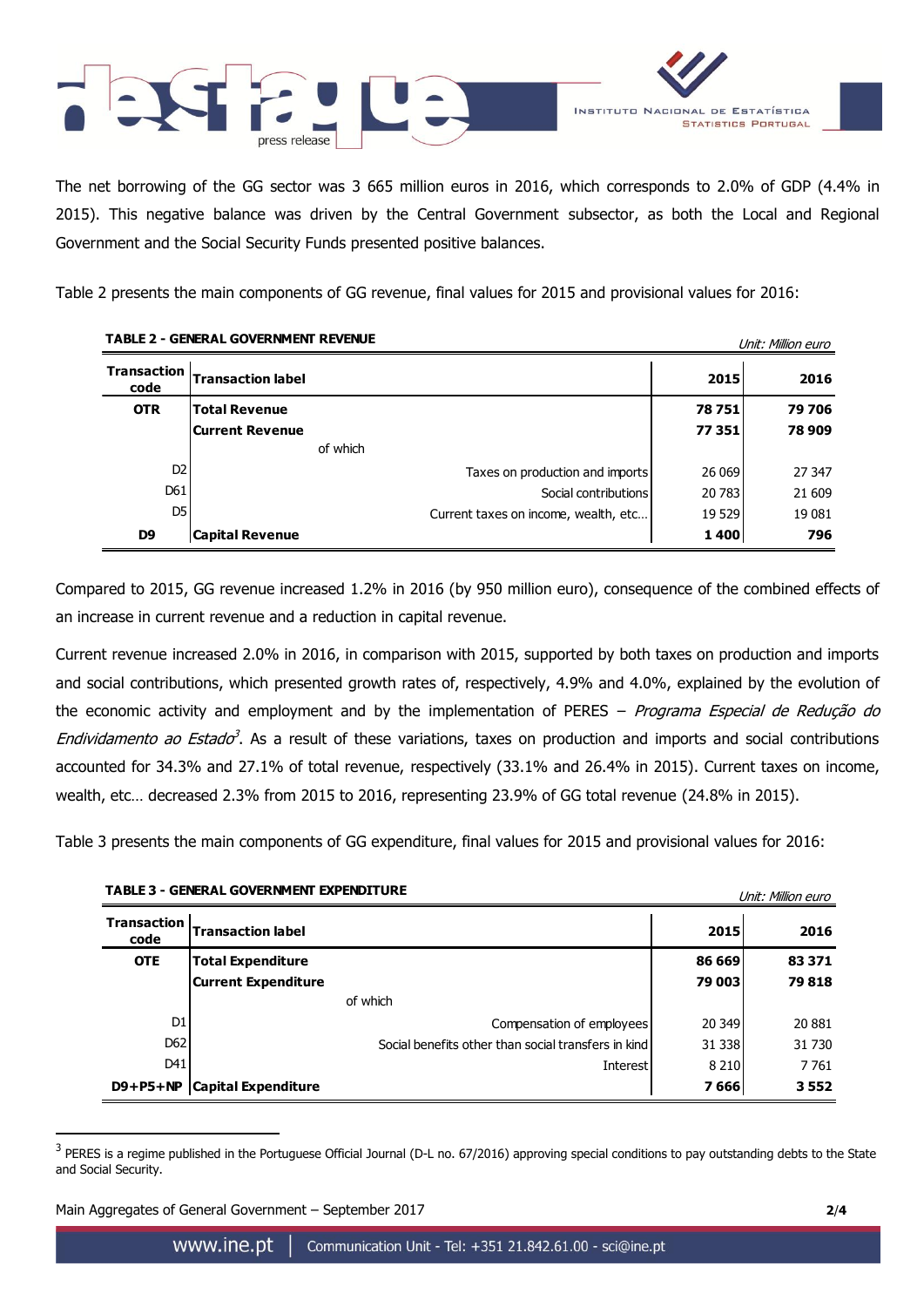The net borrowing of the GG sector was 3 665 million euros in 2016, which corresponds to 2.0% of GDP (4.4% in 2015). This negative balance was driven by the Central Government subsector, as both the Local and Regional Government and the Social Security Funds presented positive balances.

Table 2 presents the main components of GG revenue, final values for 2015 and provisional values for 2016:

**TABLE 2 - GENERAL GOVERNMENT REVENUE**

*Unit: Million euro*

| Transaction code | Transaction label | 2015 | 2016 |
|---|---|---|---|
| **OTR** | **Total Revenue** | **78 751** | **79 706** |
| | **Current Revenue** | **77 351** | **78 909** |
| | of which | | |
| D2 | Taxes on production and imports | 26 069 | 27 347 |
| D61 | Social contributions | 20 783 | 21 609 |
| D5 | Current taxes on income, wealth, etc… | 19 529 | 19 081 |
| **D9** | **Capital Revenue** | **1 400** | **796** |

Compared to 2015, GG revenue increased 1.2% in 2016 (by 950 million euro), consequence of the combined effects of an increase in current revenue and a reduction in capital revenue.

Current revenue increased 2.0% in 2016, in comparison with 2015, supported by both taxes on production and imports and social contributions, which presented growth rates of, respectively, 4.9% and 4.0%, explained by the evolution of the economic activity and employment and by the implementation of PERES – *Programa Especial de Redução do Endividamento ao Estado*[3]. As a result of these variations, taxes on production and imports and social contributions accounted for 34.3% and 27.1% of total revenue, respectively (33.1% and 26.4% in 2015). Current taxes on income, wealth, etc… decreased 2.3% from 2015 to 2016, representing 23.9% of GG total revenue (24.8% in 2015).

Table 3 presents the main components of GG expenditure, final values for 2015 and provisional values for 2016:

**TABLE 3 - GENERAL GOVERNMENT EXPENDITURE**

*Unit: Million euro*

| Transaction code | Transaction label | 2015 | 2016 |
|---|---|---|---|
| **OTE** | **Total Expenditure** | **86 669** | **83 371** |
| | **Current Expenditure** | **79 003** | **79 818** |
| | of which | | |
| D1 | Compensation of employees | 20 349 | 20 881 |
| D62 | Social benefits other than social transfers in kind | 31 338 | 31 730 |
| D41 | Interest | 8 210 | 7 761 |
| **D9+P5+NP** | **Capital Expenditure** | **7 666** | **3 552** |

[3] PERES is a regime published in the Portuguese Official Journal (D-L no. 67/2016) approving special conditions to pay outstanding debts to the State and Social Security.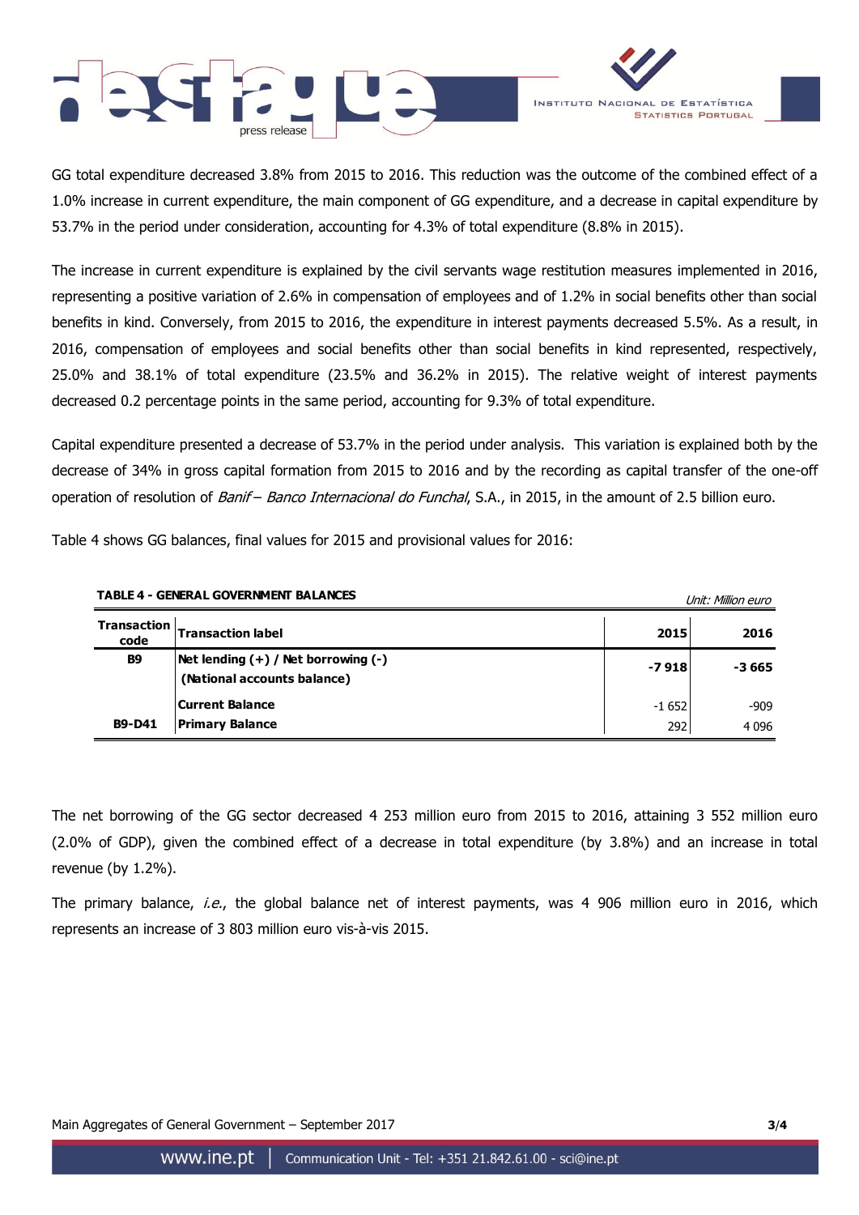GG total expenditure decreased 3.8% from 2015 to 2016. This reduction was the outcome of the combined effect of a 1.0% increase in current expenditure, the main component of GG expenditure, and a decrease in capital expenditure by 53.7% in the period under consideration, accounting for 4.3% of total expenditure (8.8% in 2015).

The increase in current expenditure is explained by the civil servants wage restitution measures implemented in 2016, representing a positive variation of 2.6% in compensation of employees and of 1.2% in social benefits other than social benefits in kind. Conversely, from 2015 to 2016, the expenditure in interest payments decreased 5.5%. As a result, in 2016, compensation of employees and social benefits other than social benefits in kind represented, respectively, 25.0% and 38.1% of total expenditure (23.5% and 36.2% in 2015). The relative weight of interest payments decreased 0.2 percentage points in the same period, accounting for 9.3% of total expenditure.

Capital expenditure presented a decrease of 53.7% in the period under analysis. This variation is explained both by the decrease of 34% in gross capital formation from 2015 to 2016 and by the recording as capital transfer of the one-off operation of resolution of *Banif – Banco Internacional do Funchal*, S.A., in 2015, in the amount of 2.5 billion euro.

Table 4 shows GG balances, final values for 2015 and provisional values for 2016:

**TABLE 4 - GENERAL GOVERNMENT BALANCES**

*Unit: Million euro*

| Transaction code | Transaction label | 2015 | 2016 |
|---|---|---|---|
| **B9** | **Net lending (+) / Net borrowing (-) (National accounts balance)** | **-7 918** | **-3 665** |
| | **Current Balance** | -1 652 | -909 |
| **B9-D41** | **Primary Balance** | 292 | 4 096 |

The net borrowing of the GG sector decreased 4 253 million euro from 2015 to 2016, attaining 3 552 million euro (2.0% of GDP), given the combined effect of a decrease in total expenditure (by 3.8%) and an increase in total revenue (by 1.2%).

The primary balance, *i.e.*, the global balance net of interest payments, was 4 906 million euro in 2016, which represents an increase of 3 803 million euro vis-à-vis 2015.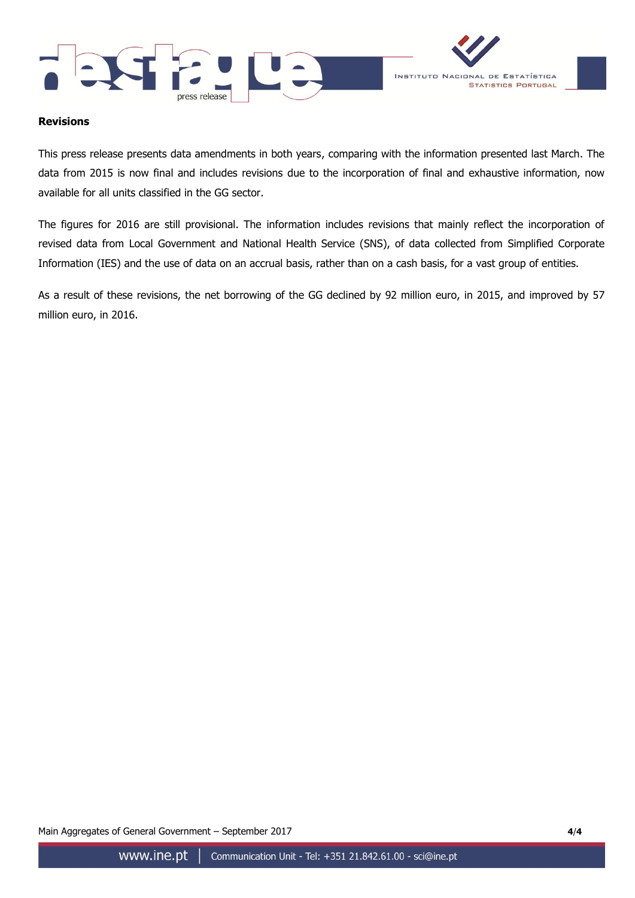**Revisions**

This press release presents data amendments in both years, comparing with the information presented last March. The data from 2015 is now final and includes revisions due to the incorporation of final and exhaustive information, now available for all units classified in the GG sector.

The figures for 2016 are still provisional. The information includes revisions that mainly reflect the incorporation of revised data from Local Government and National Health Service (SNS), of data collected from Simplified Corporate Information (IES) and the use of data on an accrual basis, rather than on a cash basis, for a vast group of entities.

As a result of these revisions, the net borrowing of the GG declined by 92 million euro, in 2015, and improved by 57 million euro, in 2016.